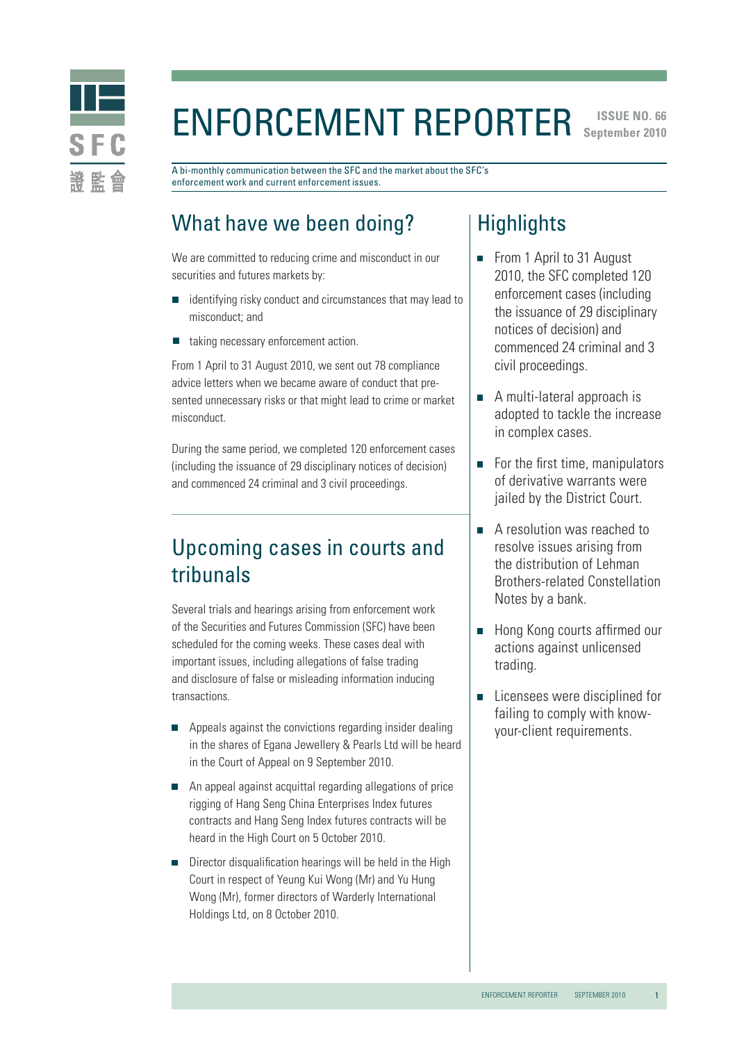# ENFORCEMENT REPORTER

**ISSUE NO. 66**
**September 2010**

A bi-monthly communication between the SFC and the market about the SFC's enforcement work and current enforcement issues.

## What have we been doing?

We are committed to reducing crime and misconduct in our securities and futures markets by:

- identifying risky conduct and circumstances that may lead to misconduct; and
- taking necessary enforcement action.

From 1 April to 31 August 2010, we sent out 78 compliance advice letters when we became aware of conduct that presented unnecessary risks or that might lead to crime or market misconduct.

During the same period, we completed 120 enforcement cases (including the issuance of 29 disciplinary notices of decision) and commenced 24 criminal and 3 civil proceedings.

## Upcoming cases in courts and tribunals

Several trials and hearings arising from enforcement work of the Securities and Futures Commission (SFC) have been scheduled for the coming weeks. These cases deal with important issues, including allegations of false trading and disclosure of false or misleading information inducing transactions.

- Appeals against the convictions regarding insider dealing in the shares of Egana Jewellery & Pearls Ltd will be heard in the Court of Appeal on 9 September 2010.
- An appeal against acquittal regarding allegations of price rigging of Hang Seng China Enterprises Index futures contracts and Hang Seng Index futures contracts will be heard in the High Court on 5 October 2010.
- Director disqualification hearings will be held in the High Court in respect of Yeung Kui Wong (Mr) and Yu Hung Wong (Mr), former directors of Warderly International Holdings Ltd, on 8 October 2010.

## Highlights

- From 1 April to 31 August 2010, the SFC completed 120 enforcement cases (including the issuance of 29 disciplinary notices of decision) and commenced 24 criminal and 3 civil proceedings.
- A multi-lateral approach is adopted to tackle the increase in complex cases.
- For the first time, manipulators of derivative warrants were jailed by the District Court.
- A resolution was reached to resolve issues arising from the distribution of Lehman Brothers-related Constellation Notes by a bank.
- Hong Kong courts affirmed our actions against unlicensed trading.
- Licensees were disciplined for failing to comply with know-your-client requirements.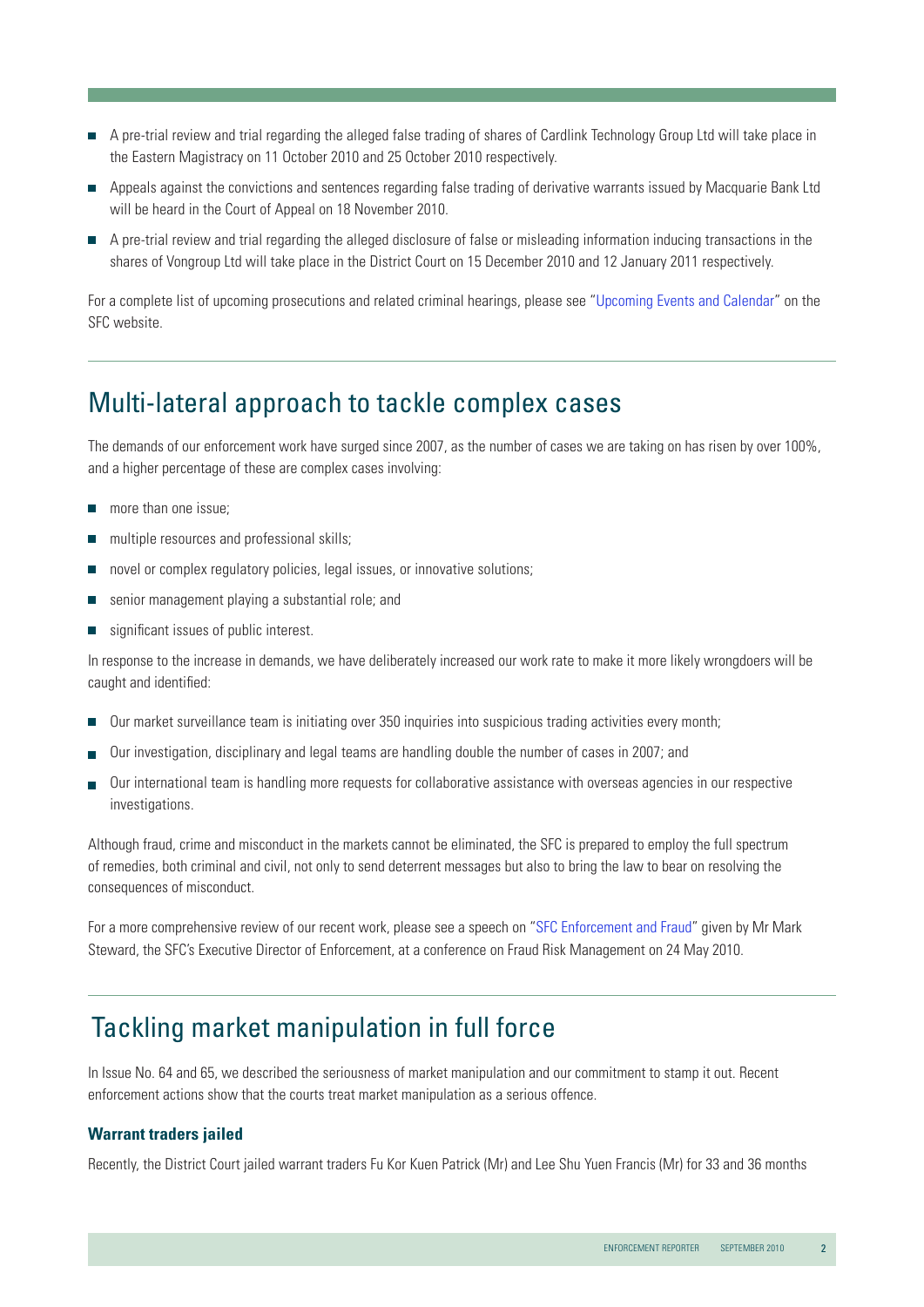- A pre-trial review and trial regarding the alleged false trading of shares of Cardlink Technology Group Ltd will take place in the Eastern Magistracy on 11 October 2010 and 25 October 2010 respectively.
- Appeals against the convictions and sentences regarding false trading of derivative warrants issued by Macquarie Bank Ltd will be heard in the Court of Appeal on 18 November 2010.
- A pre-trial review and trial regarding the alleged disclosure of false or misleading information inducing transactions in the shares of Vongroup Ltd will take place in the District Court on 15 December 2010 and 12 January 2011 respectively.

For a complete list of upcoming prosecutions and related criminal hearings, please see "Upcoming Events and Calendar" on the SFC website.

## Multi-lateral approach to tackle complex cases

The demands of our enforcement work have surged since 2007, as the number of cases we are taking on has risen by over 100%, and a higher percentage of these are complex cases involving:

- more than one issue;
- multiple resources and professional skills;
- novel or complex regulatory policies, legal issues, or innovative solutions;
- senior management playing a substantial role; and
- significant issues of public interest.

In response to the increase in demands, we have deliberately increased our work rate to make it more likely wrongdoers will be caught and identified:

- Our market surveillance team is initiating over 350 inquiries into suspicious trading activities every month;
- Our investigation, disciplinary and legal teams are handling double the number of cases in 2007; and
- Our international team is handling more requests for collaborative assistance with overseas agencies in our respective investigations.

Although fraud, crime and misconduct in the markets cannot be eliminated, the SFC is prepared to employ the full spectrum of remedies, both criminal and civil, not only to send deterrent messages but also to bring the law to bear on resolving the consequences of misconduct.

For a more comprehensive review of our recent work, please see a speech on "SFC Enforcement and Fraud" given by Mr Mark Steward, the SFC's Executive Director of Enforcement, at a conference on Fraud Risk Management on 24 May 2010.

## Tackling market manipulation in full force

In Issue No. 64 and 65, we described the seriousness of market manipulation and our commitment to stamp it out. Recent enforcement actions show that the courts treat market manipulation as a serious offence.

### Warrant traders jailed

Recently, the District Court jailed warrant traders Fu Kor Kuen Patrick (Mr) and Lee Shu Yuen Francis (Mr) for 33 and 36 months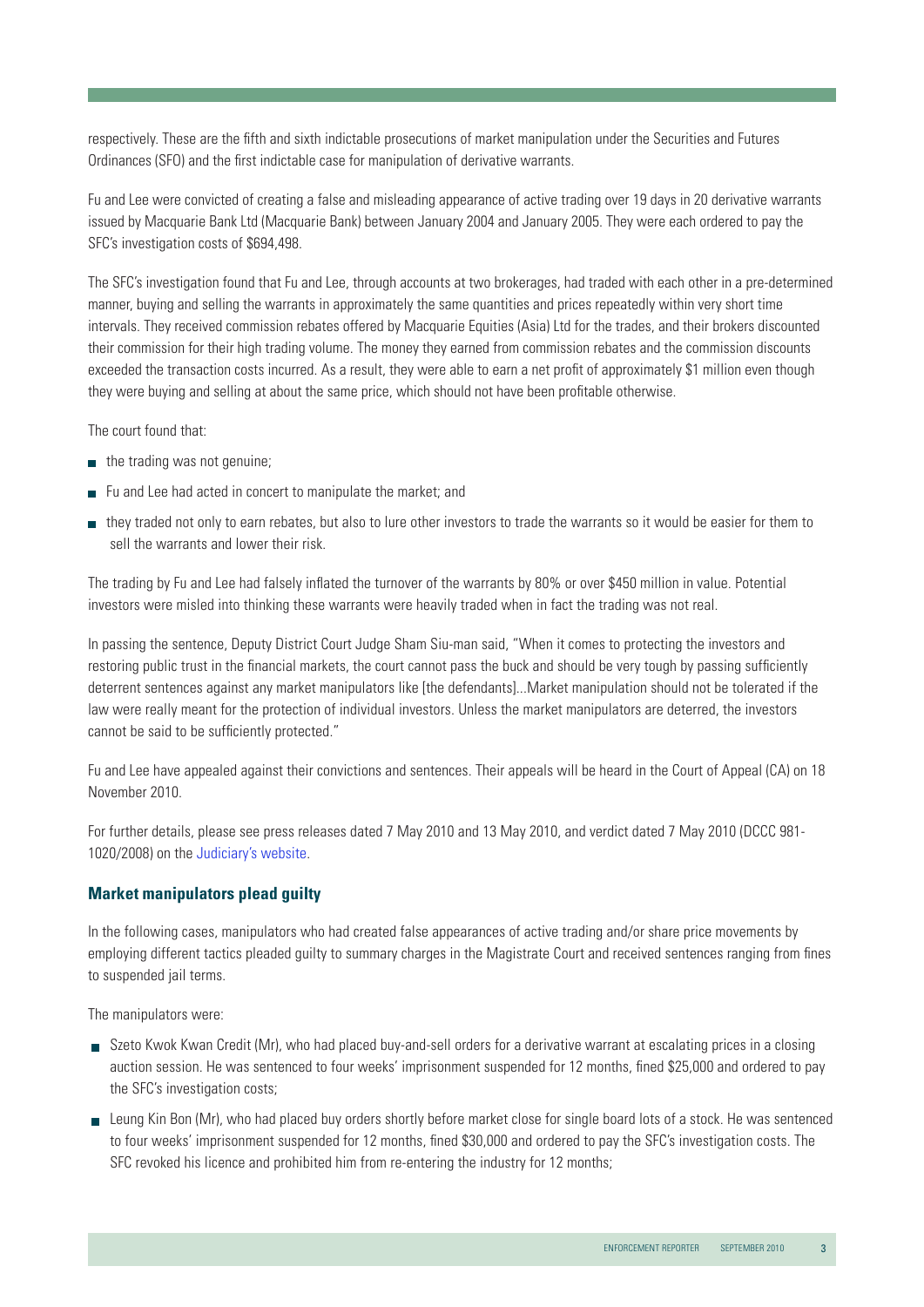respectively. These are the fifth and sixth indictable prosecutions of market manipulation under the Securities and Futures Ordinances (SFO) and the first indictable case for manipulation of derivative warrants.

Fu and Lee were convicted of creating a false and misleading appearance of active trading over 19 days in 20 derivative warrants issued by Macquarie Bank Ltd (Macquarie Bank) between January 2004 and January 2005. They were each ordered to pay the SFC's investigation costs of $694,498.

The SFC's investigation found that Fu and Lee, through accounts at two brokerages, had traded with each other in a pre-determined manner, buying and selling the warrants in approximately the same quantities and prices repeatedly within very short time intervals. They received commission rebates offered by Macquarie Equities (Asia) Ltd for the trades, and their brokers discounted their commission for their high trading volume. The money they earned from commission rebates and the commission discounts exceeded the transaction costs incurred. As a result, they were able to earn a net profit of approximately $1 million even though they were buying and selling at about the same price, which should not have been profitable otherwise.

The court found that:

- the trading was not genuine;
- Fu and Lee had acted in concert to manipulate the market; and
- they traded not only to earn rebates, but also to lure other investors to trade the warrants so it would be easier for them to sell the warrants and lower their risk.

The trading by Fu and Lee had falsely inflated the turnover of the warrants by 80% or over $450 million in value. Potential investors were misled into thinking these warrants were heavily traded when in fact the trading was not real.

In passing the sentence, Deputy District Court Judge Sham Siu-man said, "When it comes to protecting the investors and restoring public trust in the financial markets, the court cannot pass the buck and should be very tough by passing sufficiently deterrent sentences against any market manipulators like [the defendants]...Market manipulation should not be tolerated if the law were really meant for the protection of individual investors. Unless the market manipulators are deterred, the investors cannot be said to be sufficiently protected."

Fu and Lee have appealed against their convictions and sentences. Their appeals will be heard in the Court of Appeal (CA) on 18 November 2010.

For further details, please see press releases dated 7 May 2010 and 13 May 2010, and verdict dated 7 May 2010 (DCCC 981-1020/2008) on the Judiciary's website.

### Market manipulators plead guilty

In the following cases, manipulators who had created false appearances of active trading and/or share price movements by employing different tactics pleaded guilty to summary charges in the Magistrate Court and received sentences ranging from fines to suspended jail terms.

The manipulators were:

- Szeto Kwok Kwan Credit (Mr), who had placed buy-and-sell orders for a derivative warrant at escalating prices in a closing auction session. He was sentenced to four weeks' imprisonment suspended for 12 months, fined $25,000 and ordered to pay the SFC's investigation costs;
- Leung Kin Bon (Mr), who had placed buy orders shortly before market close for single board lots of a stock. He was sentenced to four weeks' imprisonment suspended for 12 months, fined $30,000 and ordered to pay the SFC's investigation costs. The SFC revoked his licence and prohibited him from re-entering the industry for 12 months;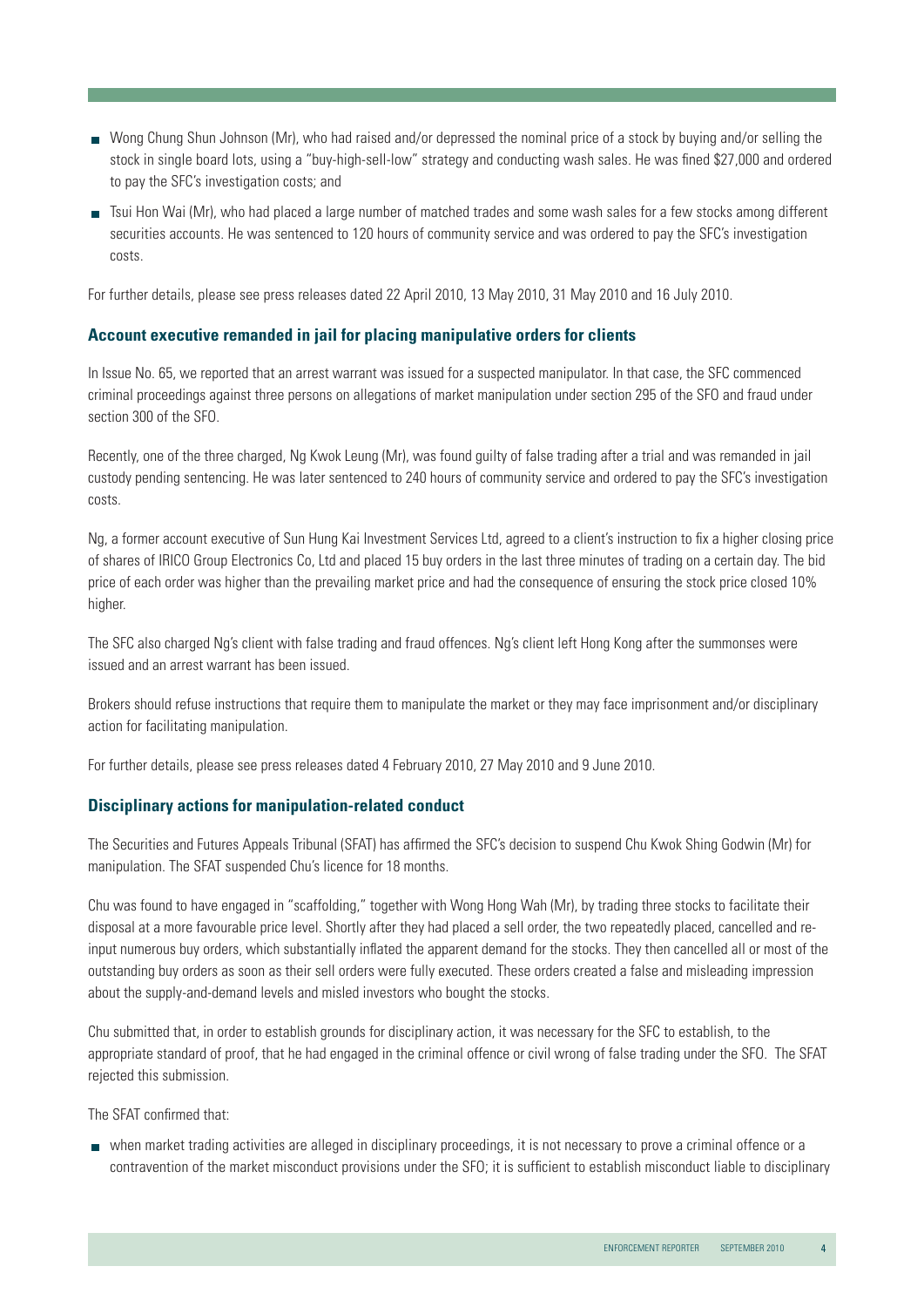- Wong Chung Shun Johnson (Mr), who had raised and/or depressed the nominal price of a stock by buying and/or selling the stock in single board lots, using a "buy-high-sell-low" strategy and conducting wash sales. He was fined $27,000 and ordered to pay the SFC's investigation costs; and
- Tsui Hon Wai (Mr), who had placed a large number of matched trades and some wash sales for a few stocks among different securities accounts. He was sentenced to 120 hours of community service and was ordered to pay the SFC's investigation costs.

For further details, please see press releases dated 22 April 2010, 13 May 2010, 31 May 2010 and 16 July 2010.

### Account executive remanded in jail for placing manipulative orders for clients

In Issue No. 65, we reported that an arrest warrant was issued for a suspected manipulator. In that case, the SFC commenced criminal proceedings against three persons on allegations of market manipulation under section 295 of the SFO and fraud under section 300 of the SFO.

Recently, one of the three charged, Ng Kwok Leung (Mr), was found guilty of false trading after a trial and was remanded in jail custody pending sentencing. He was later sentenced to 240 hours of community service and ordered to pay the SFC's investigation costs.

Ng, a former account executive of Sun Hung Kai Investment Services Ltd, agreed to a client's instruction to fix a higher closing price of shares of IRICO Group Electronics Co, Ltd and placed 15 buy orders in the last three minutes of trading on a certain day. The bid price of each order was higher than the prevailing market price and had the consequence of ensuring the stock price closed 10% higher.

The SFC also charged Ng's client with false trading and fraud offences. Ng's client left Hong Kong after the summonses were issued and an arrest warrant has been issued.

Brokers should refuse instructions that require them to manipulate the market or they may face imprisonment and/or disciplinary action for facilitating manipulation.

For further details, please see press releases dated 4 February 2010, 27 May 2010 and 9 June 2010.

### Disciplinary actions for manipulation-related conduct

The Securities and Futures Appeals Tribunal (SFAT) has affirmed the SFC's decision to suspend Chu Kwok Shing Godwin (Mr) for manipulation. The SFAT suspended Chu's licence for 18 months.

Chu was found to have engaged in "scaffolding," together with Wong Hong Wah (Mr), by trading three stocks to facilitate their disposal at a more favourable price level. Shortly after they had placed a sell order, the two repeatedly placed, cancelled and re-input numerous buy orders, which substantially inflated the apparent demand for the stocks. They then cancelled all or most of the outstanding buy orders as soon as their sell orders were fully executed. These orders created a false and misleading impression about the supply-and-demand levels and misled investors who bought the stocks.

Chu submitted that, in order to establish grounds for disciplinary action, it was necessary for the SFC to establish, to the appropriate standard of proof, that he had engaged in the criminal offence or civil wrong of false trading under the SFO. The SFAT rejected this submission.

The SFAT confirmed that:

- when market trading activities are alleged in disciplinary proceedings, it is not necessary to prove a criminal offence or a contravention of the market misconduct provisions under the SFO; it is sufficient to establish misconduct liable to disciplinary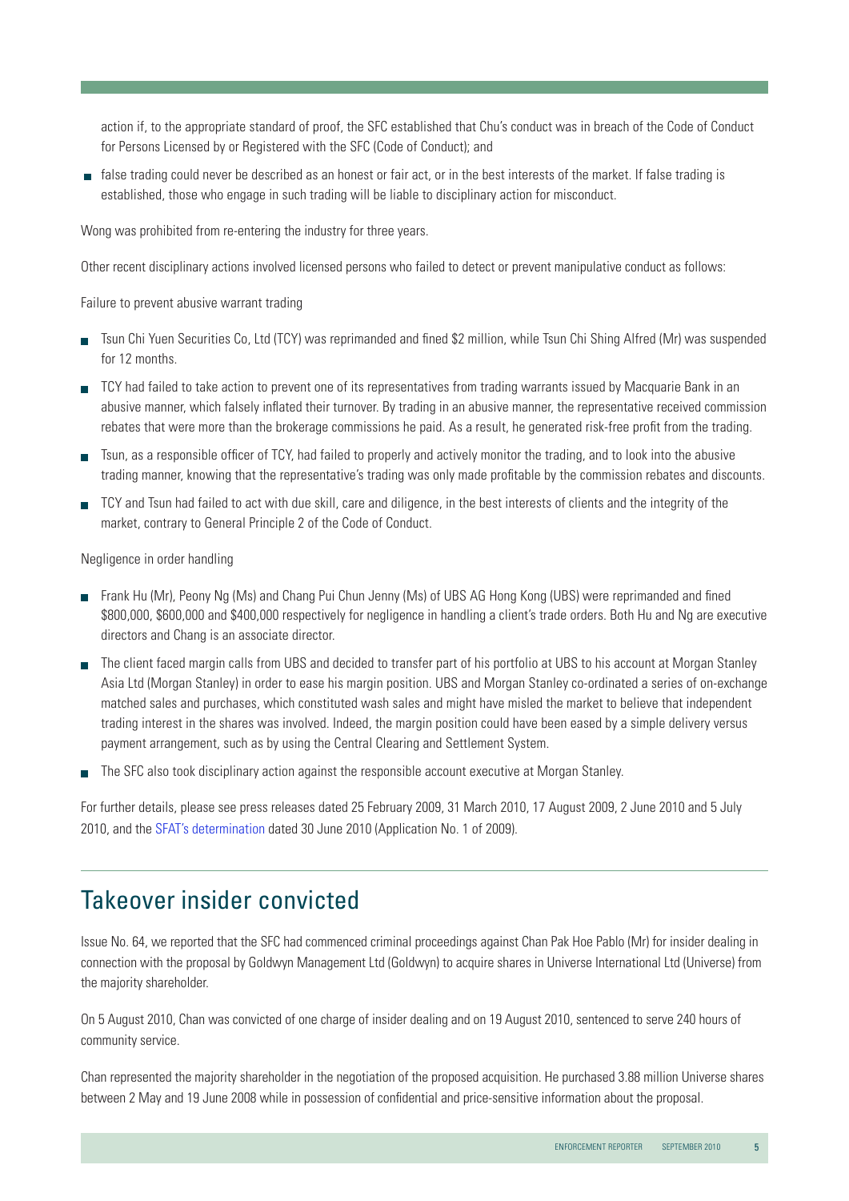action if, to the appropriate standard of proof, the SFC established that Chu's conduct was in breach of the Code of Conduct for Persons Licensed by or Registered with the SFC (Code of Conduct); and

- false trading could never be described as an honest or fair act, or in the best interests of the market. If false trading is established, those who engage in such trading will be liable to disciplinary action for misconduct.

Wong was prohibited from re-entering the industry for three years.

Other recent disciplinary actions involved licensed persons who failed to detect or prevent manipulative conduct as follows:

Failure to prevent abusive warrant trading

- Tsun Chi Yuen Securities Co, Ltd (TCY) was reprimanded and fined $2 million, while Tsun Chi Shing Alfred (Mr) was suspended for 12 months.
- TCY had failed to take action to prevent one of its representatives from trading warrants issued by Macquarie Bank in an abusive manner, which falsely inflated their turnover. By trading in an abusive manner, the representative received commission rebates that were more than the brokerage commissions he paid. As a result, he generated risk-free profit from the trading.
- Tsun, as a responsible officer of TCY, had failed to properly and actively monitor the trading, and to look into the abusive trading manner, knowing that the representative's trading was only made profitable by the commission rebates and discounts.
- TCY and Tsun had failed to act with due skill, care and diligence, in the best interests of clients and the integrity of the market, contrary to General Principle 2 of the Code of Conduct.

Negligence in order handling

- Frank Hu (Mr), Peony Ng (Ms) and Chang Pui Chun Jenny (Ms) of UBS AG Hong Kong (UBS) were reprimanded and fined $800,000, $600,000 and $400,000 respectively for negligence in handling a client's trade orders. Both Hu and Ng are executive directors and Chang is an associate director.
- The client faced margin calls from UBS and decided to transfer part of his portfolio at UBS to his account at Morgan Stanley Asia Ltd (Morgan Stanley) in order to ease his margin position. UBS and Morgan Stanley co-ordinated a series of on-exchange matched sales and purchases, which constituted wash sales and might have misled the market to believe that independent trading interest in the shares was involved. Indeed, the margin position could have been eased by a simple delivery versus payment arrangement, such as by using the Central Clearing and Settlement System.
- The SFC also took disciplinary action against the responsible account executive at Morgan Stanley.

For further details, please see press releases dated 25 February 2009, 31 March 2010, 17 August 2009, 2 June 2010 and 5 July 2010, and the SFAT's determination dated 30 June 2010 (Application No. 1 of 2009).

## Takeover insider convicted

Issue No. 64, we reported that the SFC had commenced criminal proceedings against Chan Pak Hoe Pablo (Mr) for insider dealing in connection with the proposal by Goldwyn Management Ltd (Goldwyn) to acquire shares in Universe International Ltd (Universe) from the majority shareholder.

On 5 August 2010, Chan was convicted of one charge of insider dealing and on 19 August 2010, sentenced to serve 240 hours of community service.

Chan represented the majority shareholder in the negotiation of the proposed acquisition. He purchased 3.88 million Universe shares between 2 May and 19 June 2008 while in possession of confidential and price-sensitive information about the proposal.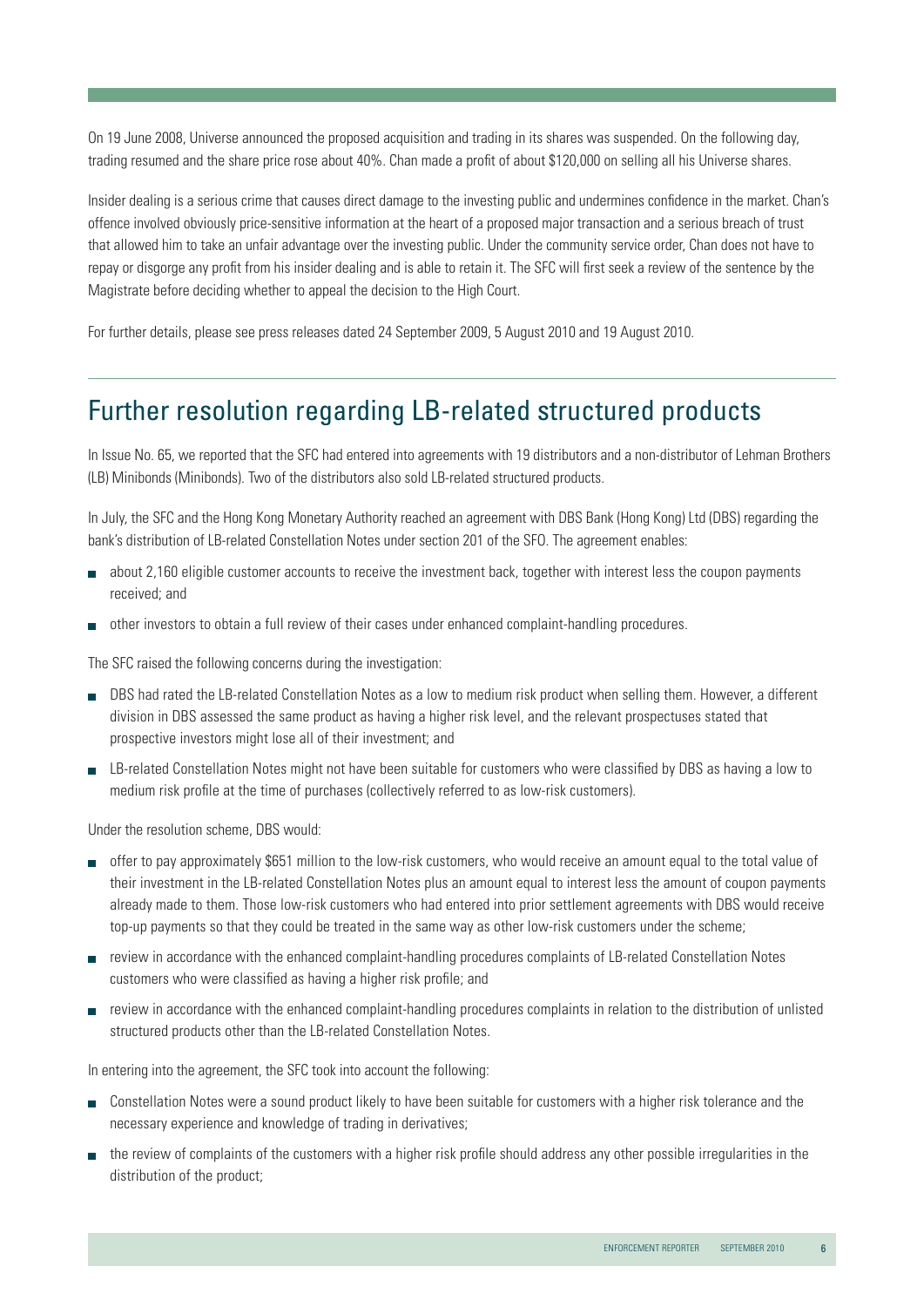On 19 June 2008, Universe announced the proposed acquisition and trading in its shares was suspended. On the following day, trading resumed and the share price rose about 40%. Chan made a profit of about $120,000 on selling all his Universe shares.

Insider dealing is a serious crime that causes direct damage to the investing public and undermines confidence in the market. Chan's offence involved obviously price-sensitive information at the heart of a proposed major transaction and a serious breach of trust that allowed him to take an unfair advantage over the investing public. Under the community service order, Chan does not have to repay or disgorge any profit from his insider dealing and is able to retain it. The SFC will first seek a review of the sentence by the Magistrate before deciding whether to appeal the decision to the High Court.

For further details, please see press releases dated 24 September 2009, 5 August 2010 and 19 August 2010.

## Further resolution regarding LB-related structured products

In Issue No. 65, we reported that the SFC had entered into agreements with 19 distributors and a non-distributor of Lehman Brothers (LB) Minibonds (Minibonds). Two of the distributors also sold LB-related structured products.

In July, the SFC and the Hong Kong Monetary Authority reached an agreement with DBS Bank (Hong Kong) Ltd (DBS) regarding the bank's distribution of LB-related Constellation Notes under section 201 of the SFO. The agreement enables:

- about 2,160 eligible customer accounts to receive the investment back, together with interest less the coupon payments received; and
- other investors to obtain a full review of their cases under enhanced complaint-handling procedures.

The SFC raised the following concerns during the investigation:

- DBS had rated the LB-related Constellation Notes as a low to medium risk product when selling them. However, a different division in DBS assessed the same product as having a higher risk level, and the relevant prospectuses stated that prospective investors might lose all of their investment; and
- LB-related Constellation Notes might not have been suitable for customers who were classified by DBS as having a low to medium risk profile at the time of purchases (collectively referred to as low-risk customers).

Under the resolution scheme, DBS would:

- offer to pay approximately $651 million to the low-risk customers, who would receive an amount equal to the total value of their investment in the LB-related Constellation Notes plus an amount equal to interest less the amount of coupon payments already made to them. Those low-risk customers who had entered into prior settlement agreements with DBS would receive top-up payments so that they could be treated in the same way as other low-risk customers under the scheme;
- review in accordance with the enhanced complaint-handling procedures complaints of LB-related Constellation Notes customers who were classified as having a higher risk profile; and
- review in accordance with the enhanced complaint-handling procedures complaints in relation to the distribution of unlisted structured products other than the LB-related Constellation Notes.

In entering into the agreement, the SFC took into account the following:

- Constellation Notes were a sound product likely to have been suitable for customers with a higher risk tolerance and the necessary experience and knowledge of trading in derivatives;
- the review of complaints of the customers with a higher risk profile should address any other possible irregularities in the distribution of the product;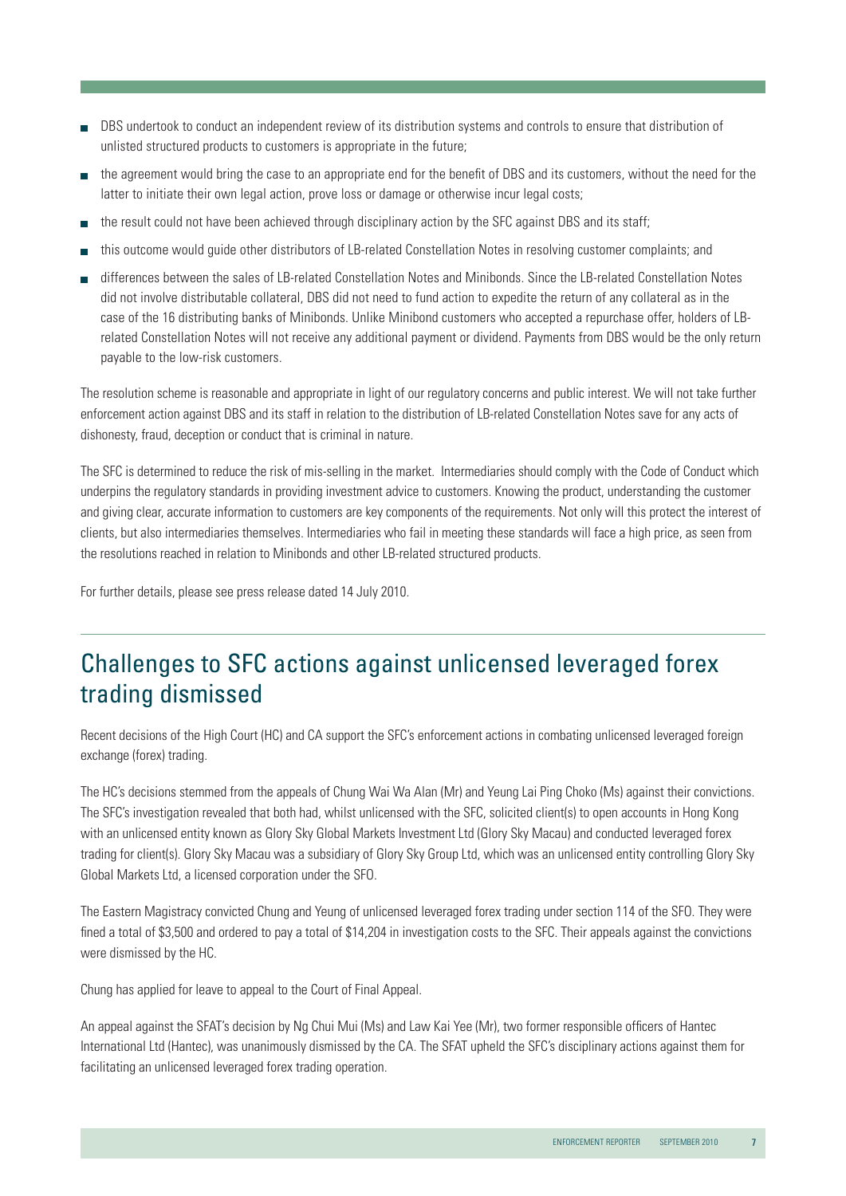- DBS undertook to conduct an independent review of its distribution systems and controls to ensure that distribution of unlisted structured products to customers is appropriate in the future;
- the agreement would bring the case to an appropriate end for the benefit of DBS and its customers, without the need for the latter to initiate their own legal action, prove loss or damage or otherwise incur legal costs;
- the result could not have been achieved through disciplinary action by the SFC against DBS and its staff;
- this outcome would guide other distributors of LB-related Constellation Notes in resolving customer complaints; and
- differences between the sales of LB-related Constellation Notes and Minibonds. Since the LB-related Constellation Notes did not involve distributable collateral, DBS did not need to fund action to expedite the return of any collateral as in the case of the 16 distributing banks of Minibonds. Unlike Minibond customers who accepted a repurchase offer, holders of LB-related Constellation Notes will not receive any additional payment or dividend. Payments from DBS would be the only return payable to the low-risk customers.

The resolution scheme is reasonable and appropriate in light of our regulatory concerns and public interest. We will not take further enforcement action against DBS and its staff in relation to the distribution of LB-related Constellation Notes save for any acts of dishonesty, fraud, deception or conduct that is criminal in nature.

The SFC is determined to reduce the risk of mis-selling in the market. Intermediaries should comply with the Code of Conduct which underpins the regulatory standards in providing investment advice to customers. Knowing the product, understanding the customer and giving clear, accurate information to customers are key components of the requirements. Not only will this protect the interest of clients, but also intermediaries themselves. Intermediaries who fail in meeting these standards will face a high price, as seen from the resolutions reached in relation to Minibonds and other LB-related structured products.

For further details, please see press release dated 14 July 2010.

## Challenges to SFC actions against unlicensed leveraged forex trading dismissed

Recent decisions of the High Court (HC) and CA support the SFC's enforcement actions in combating unlicensed leveraged foreign exchange (forex) trading.

The HC's decisions stemmed from the appeals of Chung Wai Wa Alan (Mr) and Yeung Lai Ping Choko (Ms) against their convictions. The SFC's investigation revealed that both had, whilst unlicensed with the SFC, solicited client(s) to open accounts in Hong Kong with an unlicensed entity known as Glory Sky Global Markets Investment Ltd (Glory Sky Macau) and conducted leveraged forex trading for client(s). Glory Sky Macau was a subsidiary of Glory Sky Group Ltd, which was an unlicensed entity controlling Glory Sky Global Markets Ltd, a licensed corporation under the SFO.

The Eastern Magistracy convicted Chung and Yeung of unlicensed leveraged forex trading under section 114 of the SFO. They were fined a total of $3,500 and ordered to pay a total of $14,204 in investigation costs to the SFC. Their appeals against the convictions were dismissed by the HC.

Chung has applied for leave to appeal to the Court of Final Appeal.

An appeal against the SFAT's decision by Ng Chui Mui (Ms) and Law Kai Yee (Mr), two former responsible officers of Hantec International Ltd (Hantec), was unanimously dismissed by the CA. The SFAT upheld the SFC's disciplinary actions against them for facilitating an unlicensed leveraged forex trading operation.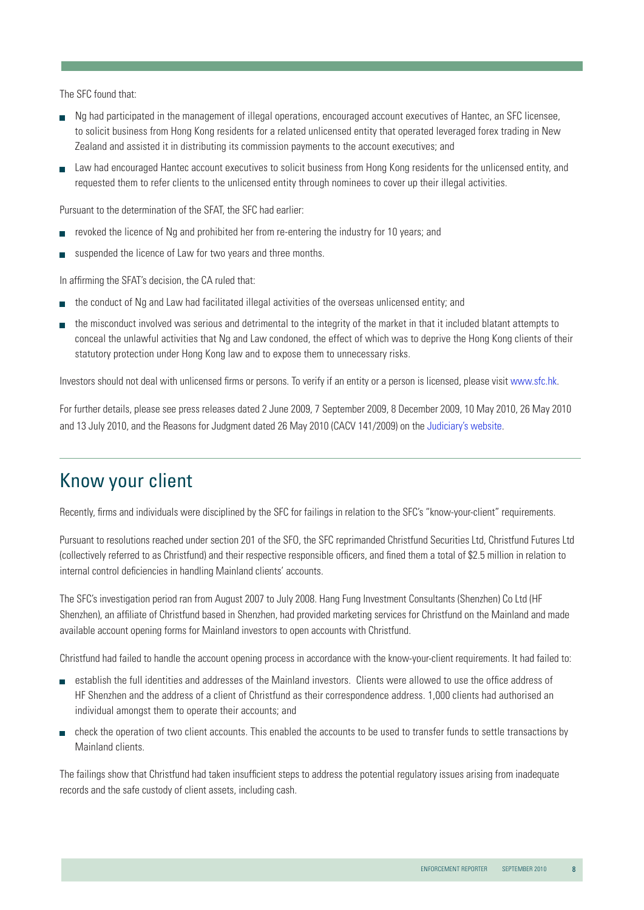The SFC found that:

- Ng had participated in the management of illegal operations, encouraged account executives of Hantec, an SFC licensee, to solicit business from Hong Kong residents for a related unlicensed entity that operated leveraged forex trading in New Zealand and assisted it in distributing its commission payments to the account executives; and
- Law had encouraged Hantec account executives to solicit business from Hong Kong residents for the unlicensed entity, and requested them to refer clients to the unlicensed entity through nominees to cover up their illegal activities.

Pursuant to the determination of the SFAT, the SFC had earlier:

- revoked the licence of Ng and prohibited her from re-entering the industry for 10 years; and
- suspended the licence of Law for two years and three months.

In affirming the SFAT's decision, the CA ruled that:

- the conduct of Ng and Law had facilitated illegal activities of the overseas unlicensed entity; and
- the misconduct involved was serious and detrimental to the integrity of the market in that it included blatant attempts to conceal the unlawful activities that Ng and Law condoned, the effect of which was to deprive the Hong Kong clients of their statutory protection under Hong Kong law and to expose them to unnecessary risks.

Investors should not deal with unlicensed firms or persons. To verify if an entity or a person is licensed, please visit www.sfc.hk.

For further details, please see press releases dated 2 June 2009, 7 September 2009, 8 December 2009, 10 May 2010, 26 May 2010 and 13 July 2010, and the Reasons for Judgment dated 26 May 2010 (CACV 141/2009) on the Judiciary's website.

## Know your client

Recently, firms and individuals were disciplined by the SFC for failings in relation to the SFC's "know-your-client" requirements.

Pursuant to resolutions reached under section 201 of the SFO, the SFC reprimanded Christfund Securities Ltd, Christfund Futures Ltd (collectively referred to as Christfund) and their respective responsible officers, and fined them a total of $2.5 million in relation to internal control deficiencies in handling Mainland clients' accounts.

The SFC's investigation period ran from August 2007 to July 2008. Hang Fung Investment Consultants (Shenzhen) Co Ltd (HF Shenzhen), an affiliate of Christfund based in Shenzhen, had provided marketing services for Christfund on the Mainland and made available account opening forms for Mainland investors to open accounts with Christfund.

Christfund had failed to handle the account opening process in accordance with the know-your-client requirements. It had failed to:

- establish the full identities and addresses of the Mainland investors. Clients were allowed to use the office address of HF Shenzhen and the address of a client of Christfund as their correspondence address. 1,000 clients had authorised an individual amongst them to operate their accounts; and
- check the operation of two client accounts. This enabled the accounts to be used to transfer funds to settle transactions by Mainland clients.

The failings show that Christfund had taken insufficient steps to address the potential regulatory issues arising from inadequate records and the safe custody of client assets, including cash.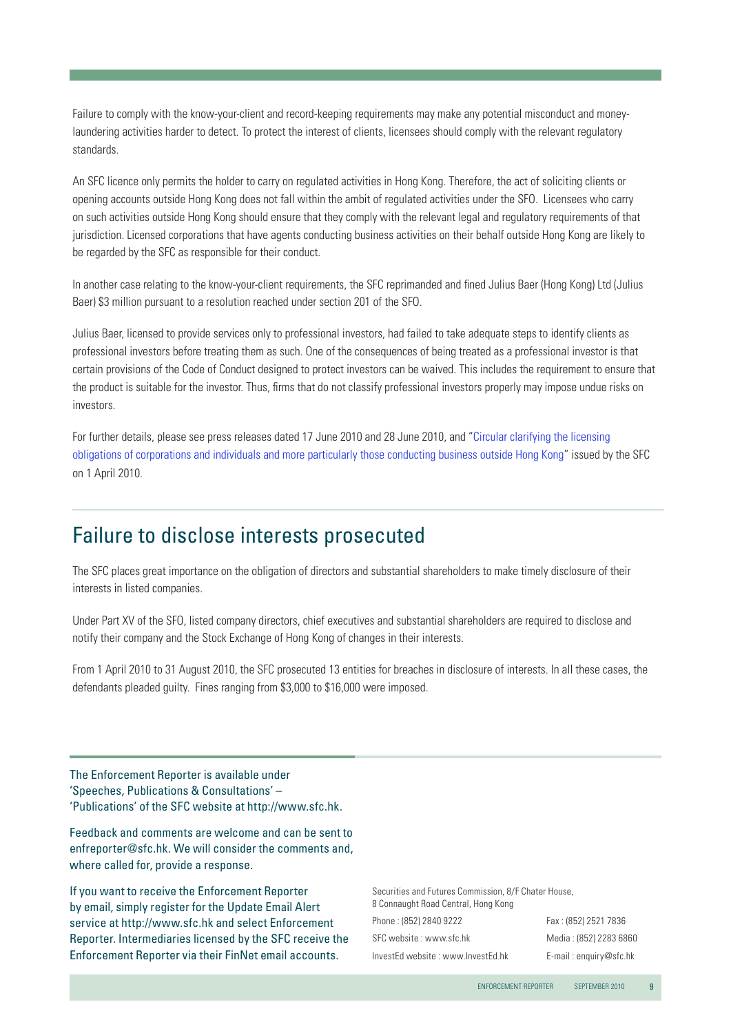Failure to comply with the know-your-client and record-keeping requirements may make any potential misconduct and money-laundering activities harder to detect. To protect the interest of clients, licensees should comply with the relevant regulatory standards.

An SFC licence only permits the holder to carry on regulated activities in Hong Kong. Therefore, the act of soliciting clients or opening accounts outside Hong Kong does not fall within the ambit of regulated activities under the SFO. Licensees who carry on such activities outside Hong Kong should ensure that they comply with the relevant legal and regulatory requirements of that jurisdiction. Licensed corporations that have agents conducting business activities on their behalf outside Hong Kong are likely to be regarded by the SFC as responsible for their conduct.

In another case relating to the know-your-client requirements, the SFC reprimanded and fined Julius Baer (Hong Kong) Ltd (Julius Baer) $3 million pursuant to a resolution reached under section 201 of the SFO.

Julius Baer, licensed to provide services only to professional investors, had failed to take adequate steps to identify clients as professional investors before treating them as such. One of the consequences of being treated as a professional investor is that certain provisions of the Code of Conduct designed to protect investors can be waived. This includes the requirement to ensure that the product is suitable for the investor. Thus, firms that do not classify professional investors properly may impose undue risks on investors.

For further details, please see press releases dated 17 June 2010 and 28 June 2010, and "Circular clarifying the licensing obligations of corporations and individuals and more particularly those conducting business outside Hong Kong" issued by the SFC on 1 April 2010.

## Failure to disclose interests prosecuted

The SFC places great importance on the obligation of directors and substantial shareholders to make timely disclosure of their interests in listed companies.

Under Part XV of the SFO, listed company directors, chief executives and substantial shareholders are required to disclose and notify their company and the Stock Exchange of Hong Kong of changes in their interests.

From 1 April 2010 to 31 August 2010, the SFC prosecuted 13 entities for breaches in disclosure of interests. In all these cases, the defendants pleaded guilty. Fines ranging from $3,000 to $16,000 were imposed.

The Enforcement Reporter is available under 'Speeches, Publications & Consultations' – 'Publications' of the SFC website at http://www.sfc.hk.

Feedback and comments are welcome and can be sent to enfreporter@sfc.hk. We will consider the comments and, where called for, provide a response.

If you want to receive the Enforcement Reporter by email, simply register for the Update Email Alert service at http://www.sfc.hk and select Enforcement Reporter. Intermediaries licensed by the SFC receive the Enforcement Reporter via their FinNet email accounts.

Securities and Futures Commission, 8/F Chater House, 8 Connaught Road Central, Hong Kong

Phone : (852) 2840 9222
Fax : (852) 2521 7836
SFC website : www.sfc.hk
Media : (852) 2283 6860
InvestEd website : www.InvestEd.hk
E-mail : enquiry@sfc.hk